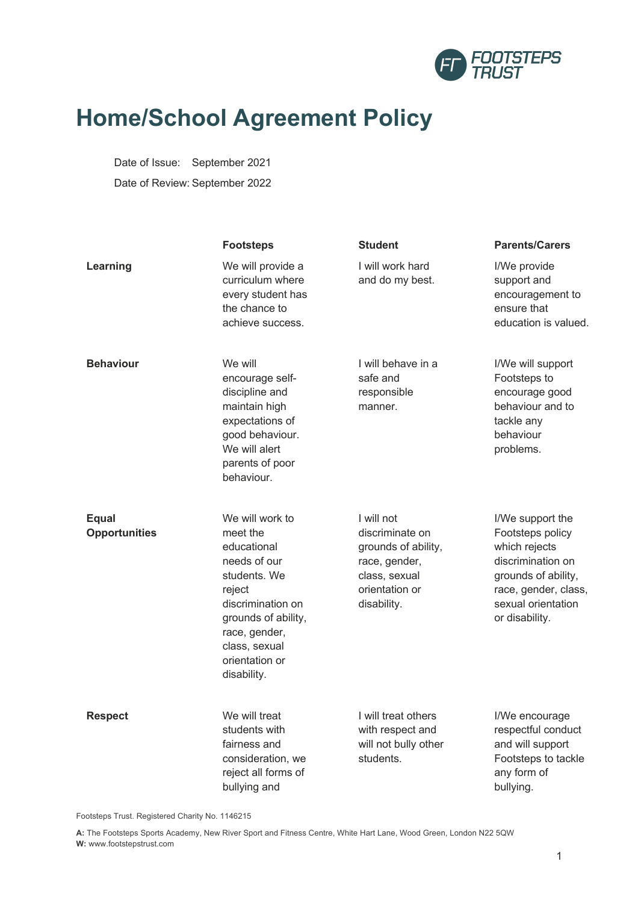# Home/School Agreement Policy

Date of Issue: September 2021

Date of Review: September 2022

| | Footsteps | Student | Parents/Carers |
|---|---|---|---|
| **Learning** | We will provide a curriculum where every student has the chance to achieve success. | I will work hard and do my best. | I/We provide support and encouragement to ensure that education is valued. |
| **Behaviour** | We will encourage self-discipline and maintain high expectations of good behaviour. We will alert parents of poor behaviour. | I will behave in a safe and responsible manner. | I/We will support Footsteps to encourage good behaviour and to tackle any behaviour problems. |
| **Equal Opportunities** | We will work to meet the educational needs of our students. We reject discrimination on grounds of ability, race, gender, class, sexual orientation or disability. | I will not discriminate on grounds of ability, race, gender, class, sexual orientation or disability. | I/We support the Footsteps policy which rejects discrimination on grounds of ability, race, gender, class, sexual orientation or disability. |
| **Respect** | We will treat students with fairness and consideration, we reject all forms of bullying and | I will treat others with respect and will not bully other students. | I/We encourage respectful conduct and will support Footsteps to tackle any form of bullying. |

Footsteps Trust. Registered Charity No. 1146215

**A:** The Footsteps Sports Academy, New River Sport and Fitness Centre, White Hart Lane, Wood Green, London N22 5QW
**W:** www.footstepstrust.com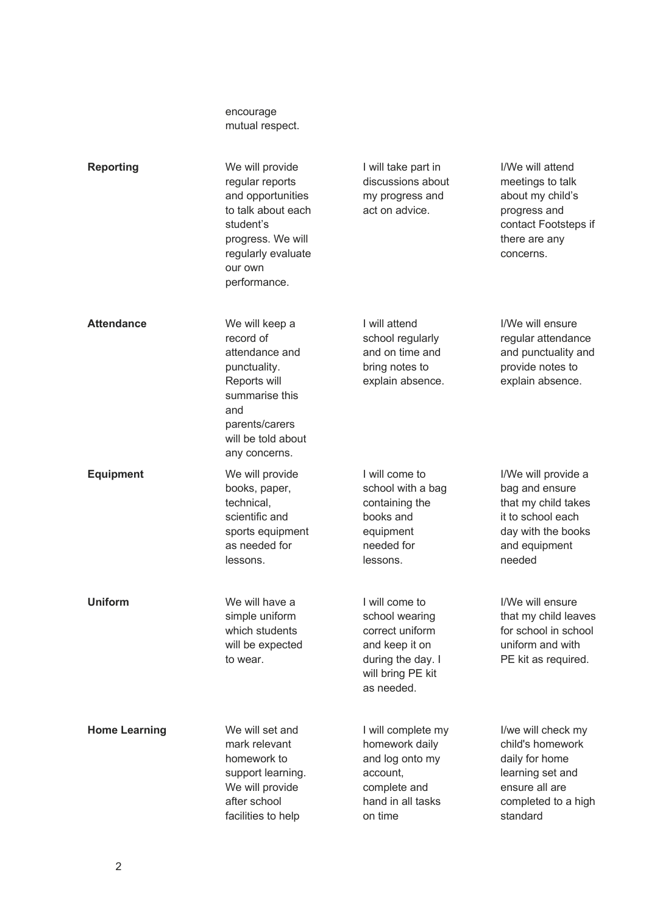| | | | |
|---|---|---|---|
| | encourage mutual respect. | | |
| **Reporting** | We will provide regular reports and opportunities to talk about each student's progress. We will regularly evaluate our own performance. | I will take part in discussions about my progress and act on advice. | I/We will attend meetings to talk about my child's progress and contact Footsteps if there are any concerns. |
| **Attendance** | We will keep a record of attendance and punctuality. Reports will summarise this and parents/carers will be told about any concerns. | I will attend school regularly and on time and bring notes to explain absence. | I/We will ensure regular attendance and punctuality and provide notes to explain absence. |
| **Equipment** | We will provide books, paper, technical, scientific and sports equipment as needed for lessons. | I will come to school with a bag containing the books and equipment needed for lessons. | I/We will provide a bag and ensure that my child takes it to school each day with the books and equipment needed |
| **Uniform** | We will have a simple uniform which students will be expected to wear. | I will come to school wearing correct uniform and keep it on during the day. I will bring PE kit as needed. | I/We will ensure that my child leaves for school in school uniform and with PE kit as required. |
| **Home Learning** | We will set and mark relevant homework to support learning. We will provide after school facilities to help | I will complete my homework daily and log onto my account, complete and hand in all tasks on time | I/we will check my child's homework daily for home learning set and ensure all are completed to a high standard |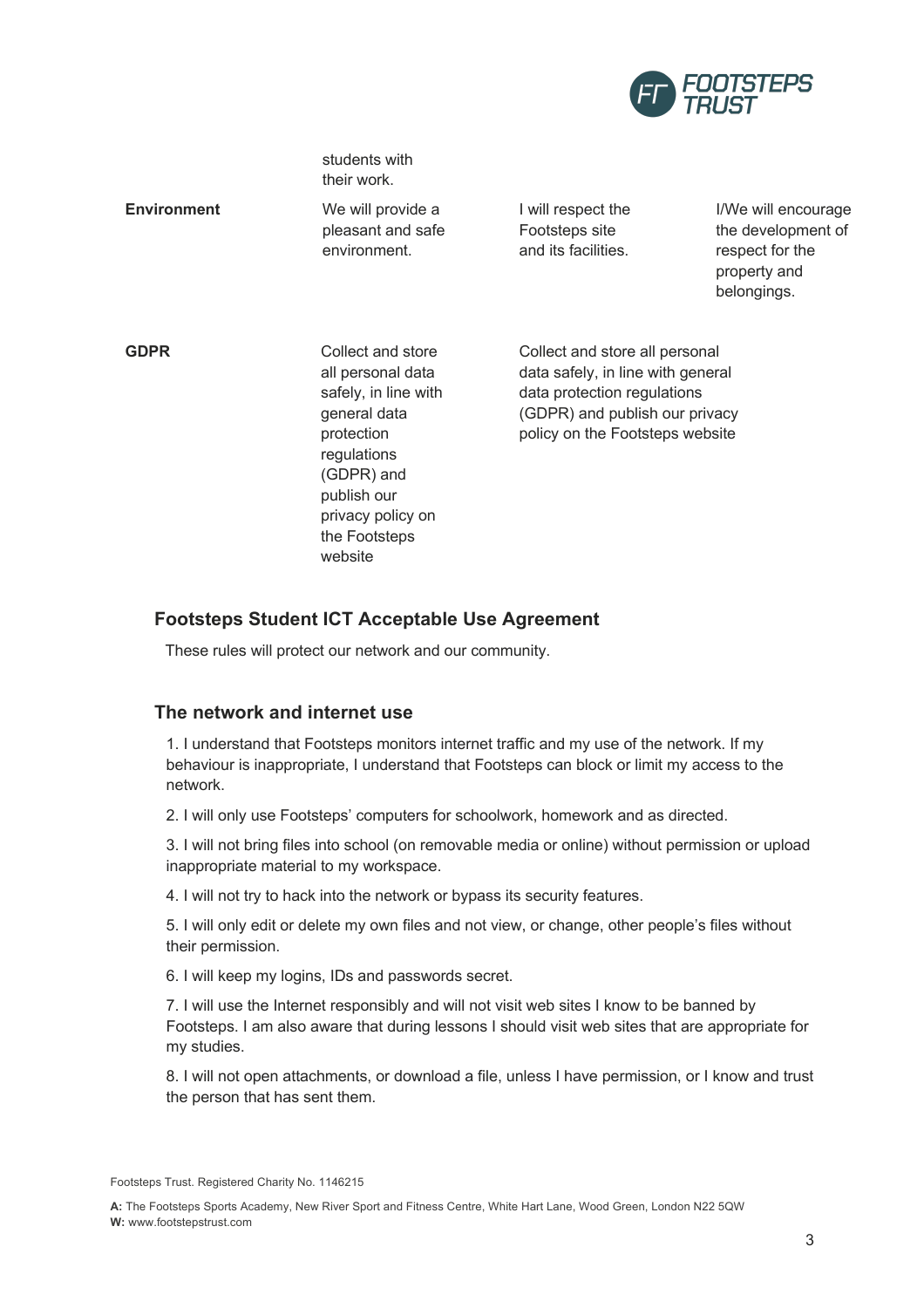| | | | |
|---|---|---|---|
| | students with their work. | | |
| **Environment** | We will provide a pleasant and safe environment. | I will respect the Footsteps site and its facilities. | I/We will encourage the development of respect for the property and belongings. |
| **GDPR** | Collect and store all personal data safely, in line with general data protection regulations (GDPR) and publish our privacy policy on the Footsteps website | Collect and store all personal data safely, in line with general data protection regulations (GDPR) and publish our privacy policy on the Footsteps website | |

## Footsteps Student ICT Acceptable Use Agreement

These rules will protect our network and our community.

## The network and internet use

1. I understand that Footsteps monitors internet traffic and my use of the network. If my behaviour is inappropriate, I understand that Footsteps can block or limit my access to the network.

2. I will only use Footsteps' computers for schoolwork, homework and as directed.

3. I will not bring files into school (on removable media or online) without permission or upload inappropriate material to my workspace.

4. I will not try to hack into the network or bypass its security features.

5. I will only edit or delete my own files and not view, or change, other people's files without their permission.

6. I will keep my logins, IDs and passwords secret.

7. I will use the Internet responsibly and will not visit web sites I know to be banned by Footsteps. I am also aware that during lessons I should visit web sites that are appropriate for my studies.

8. I will not open attachments, or download a file, unless I have permission, or I know and trust the person that has sent them.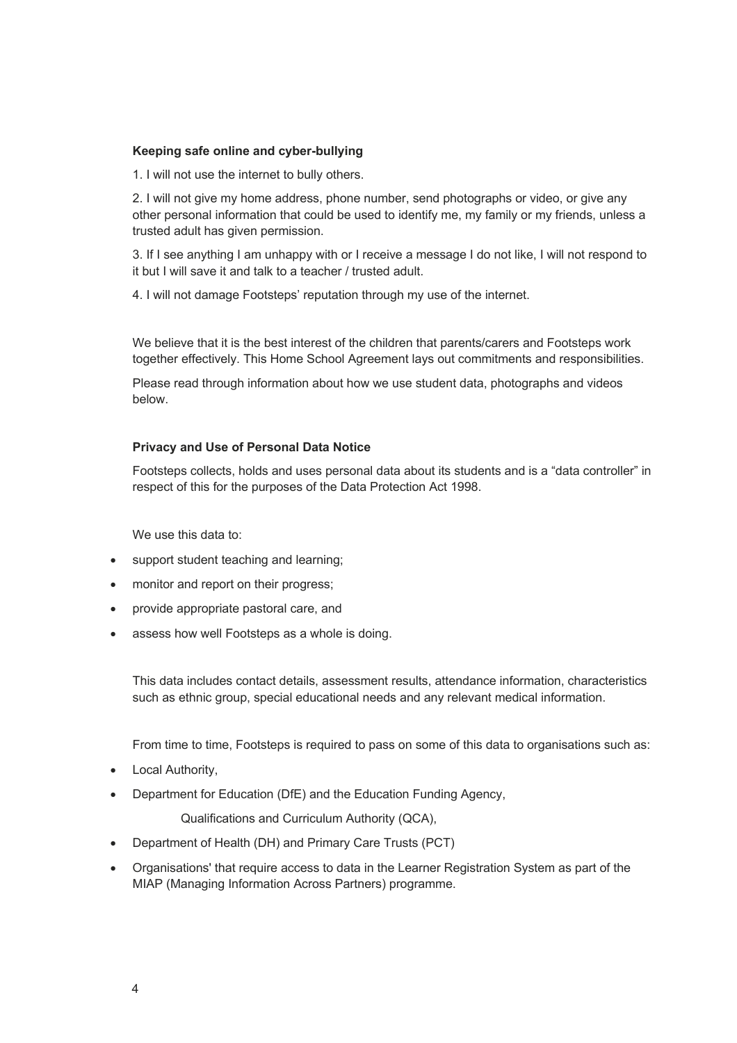**Keeping safe online and cyber-bullying**

1. I will not use the internet to bully others.

2. I will not give my home address, phone number, send photographs or video, or give any other personal information that could be used to identify me, my family or my friends, unless a trusted adult has given permission.

3. If I see anything I am unhappy with or I receive a message I do not like, I will not respond to it but I will save it and talk to a teacher / trusted adult.

4. I will not damage Footsteps' reputation through my use of the internet.

We believe that it is the best interest of the children that parents/carers and Footsteps work together effectively. This Home School Agreement lays out commitments and responsibilities.

Please read through information about how we use student data, photographs and videos below.

**Privacy and Use of Personal Data Notice**

Footsteps collects, holds and uses personal data about its students and is a "data controller" in respect of this for the purposes of the Data Protection Act 1998.

We use this data to:

- support student teaching and learning;
- monitor and report on their progress;
- provide appropriate pastoral care, and
- assess how well Footsteps as a whole is doing.

This data includes contact details, assessment results, attendance information, characteristics such as ethnic group, special educational needs and any relevant medical information.

From time to time, Footsteps is required to pass on some of this data to organisations such as:

- Local Authority,
- Department for Education (DfE) and the Education Funding Agency,

  Qualifications and Curriculum Authority (QCA),
- Department of Health (DH) and Primary Care Trusts (PCT)
- Organisations' that require access to data in the Learner Registration System as part of the MIAP (Managing Information Across Partners) programme.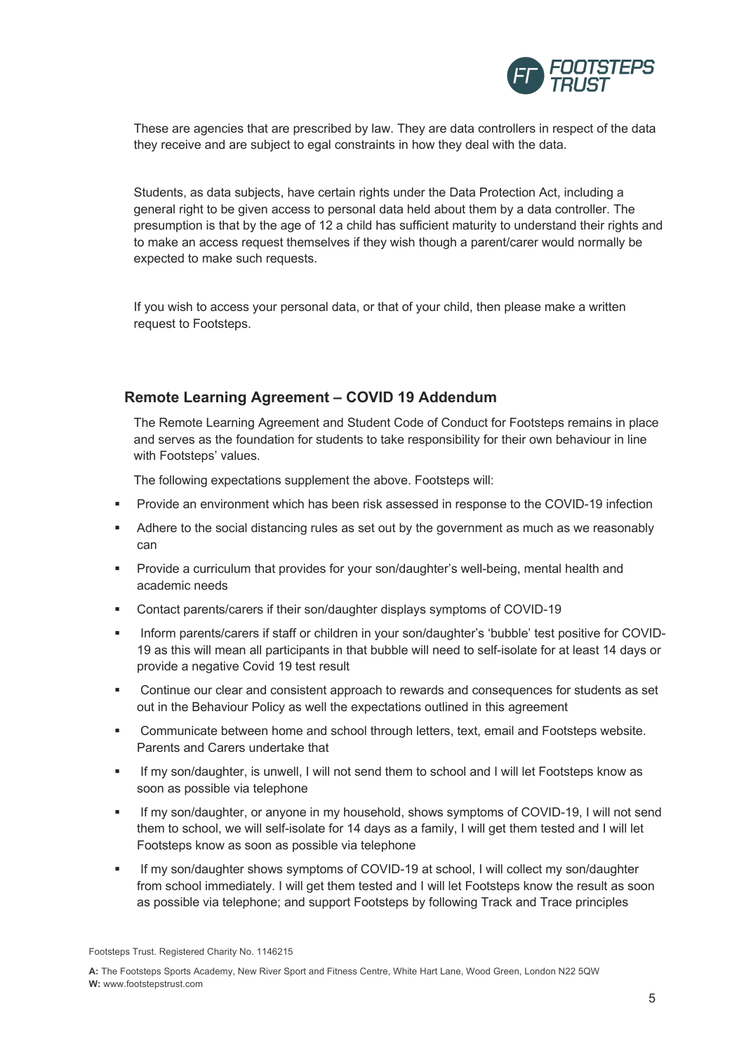These are agencies that are prescribed by law. They are data controllers in respect of the data they receive and are subject to egal constraints in how they deal with the data.

Students, as data subjects, have certain rights under the Data Protection Act, including a general right to be given access to personal data held about them by a data controller. The presumption is that by the age of 12 a child has sufficient maturity to understand their rights and to make an access request themselves if they wish though a parent/carer would normally be expected to make such requests.

If you wish to access your personal data, or that of your child, then please make a written request to Footsteps.

## Remote Learning Agreement – COVID 19 Addendum

The Remote Learning Agreement and Student Code of Conduct for Footsteps remains in place and serves as the foundation for students to take responsibility for their own behaviour in line with Footsteps' values.

The following expectations supplement the above. Footsteps will:

- Provide an environment which has been risk assessed in response to the COVID-19 infection
- Adhere to the social distancing rules as set out by the government as much as we reasonably can
- Provide a curriculum that provides for your son/daughter's well-being, mental health and academic needs
- Contact parents/carers if their son/daughter displays symptoms of COVID-19
- Inform parents/carers if staff or children in your son/daughter's 'bubble' test positive for COVID-19 as this will mean all participants in that bubble will need to self-isolate for at least 14 days or provide a negative Covid 19 test result
- Continue our clear and consistent approach to rewards and consequences for students as set out in the Behaviour Policy as well the expectations outlined in this agreement
- Communicate between home and school through letters, text, email and Footsteps website. Parents and Carers undertake that
- If my son/daughter, is unwell, I will not send them to school and I will let Footsteps know as soon as possible via telephone
- If my son/daughter, or anyone in my household, shows symptoms of COVID-19, I will not send them to school, we will self-isolate for 14 days as a family, I will get them tested and I will let Footsteps know as soon as possible via telephone
- If my son/daughter shows symptoms of COVID-19 at school, I will collect my son/daughter from school immediately. I will get them tested and I will let Footsteps know the result as soon as possible via telephone; and support Footsteps by following Track and Trace principles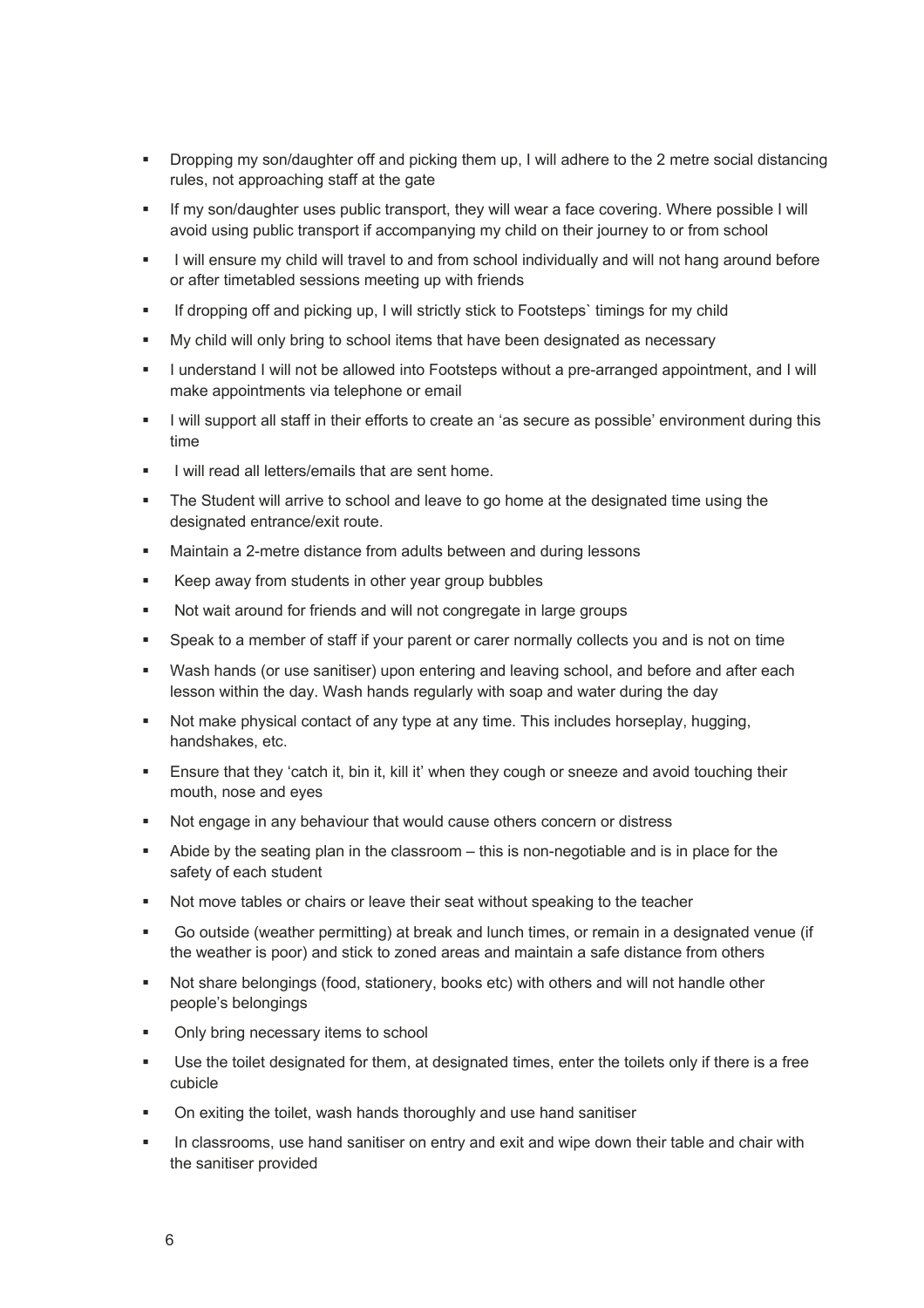- Dropping my son/daughter off and picking them up, I will adhere to the 2 metre social distancing rules, not approaching staff at the gate
- If my son/daughter uses public transport, they will wear a face covering. Where possible I will avoid using public transport if accompanying my child on their journey to or from school
- I will ensure my child will travel to and from school individually and will not hang around before or after timetabled sessions meeting up with friends
- If dropping off and picking up, I will strictly stick to Footsteps` timings for my child
- My child will only bring to school items that have been designated as necessary
- I understand I will not be allowed into Footsteps without a pre-arranged appointment, and I will make appointments via telephone or email
- I will support all staff in their efforts to create an 'as secure as possible' environment during this time
- I will read all letters/emails that are sent home.
- The Student will arrive to school and leave to go home at the designated time using the designated entrance/exit route.
- Maintain a 2-metre distance from adults between and during lessons
- Keep away from students in other year group bubbles
- Not wait around for friends and will not congregate in large groups
- Speak to a member of staff if your parent or carer normally collects you and is not on time
- Wash hands (or use sanitiser) upon entering and leaving school, and before and after each lesson within the day. Wash hands regularly with soap and water during the day
- Not make physical contact of any type at any time. This includes horseplay, hugging, handshakes, etc.
- Ensure that they 'catch it, bin it, kill it' when they cough or sneeze and avoid touching their mouth, nose and eyes
- Not engage in any behaviour that would cause others concern or distress
- Abide by the seating plan in the classroom – this is non-negotiable and is in place for the safety of each student
- Not move tables or chairs or leave their seat without speaking to the teacher
- Go outside (weather permitting) at break and lunch times, or remain in a designated venue (if the weather is poor) and stick to zoned areas and maintain a safe distance from others
- Not share belongings (food, stationery, books etc) with others and will not handle other people's belongings
- Only bring necessary items to school
- Use the toilet designated for them, at designated times, enter the toilets only if there is a free cubicle
- On exiting the toilet, wash hands thoroughly and use hand sanitiser
- In classrooms, use hand sanitiser on entry and exit and wipe down their table and chair with the sanitiser provided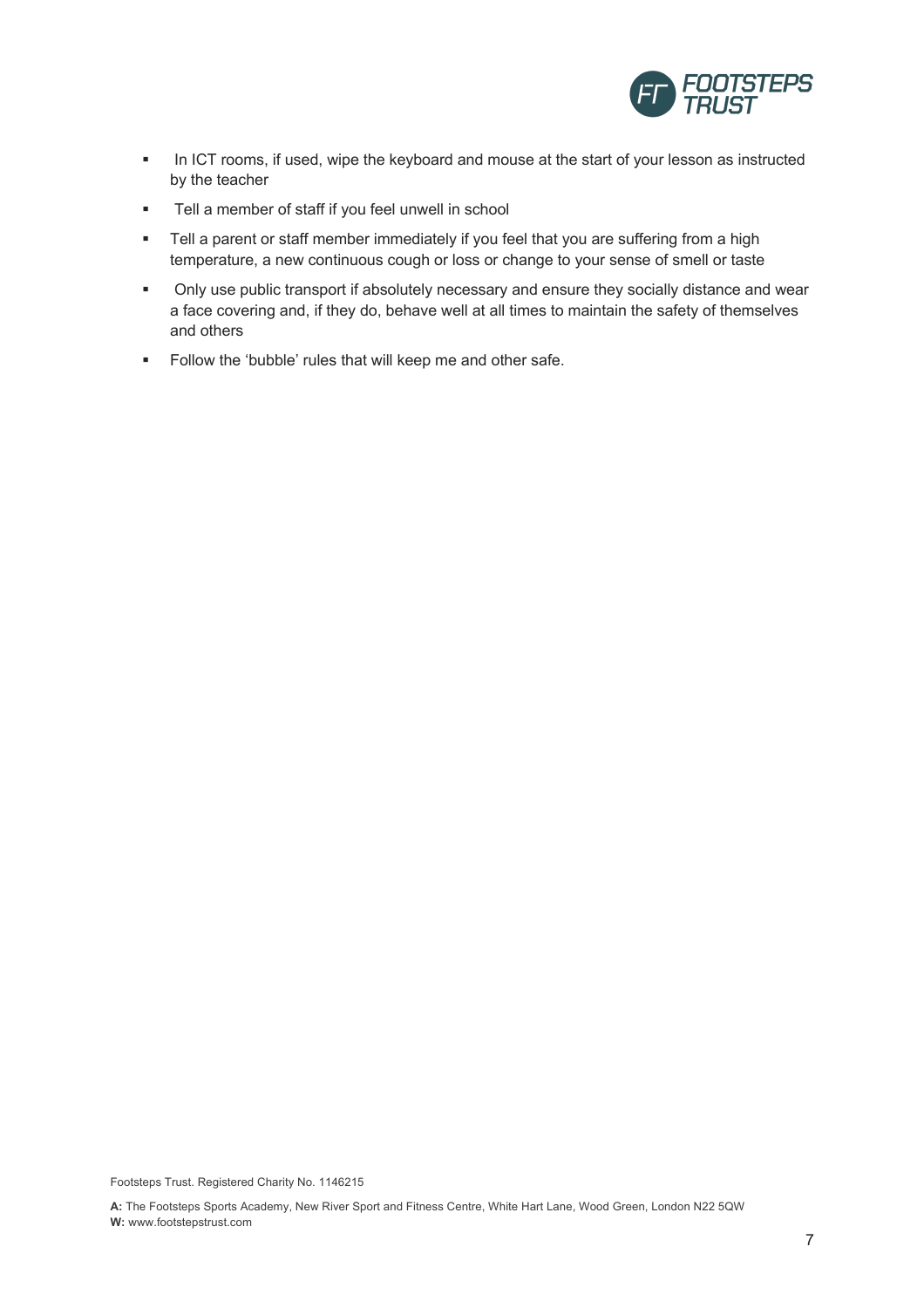- In ICT rooms, if used, wipe the keyboard and mouse at the start of your lesson as instructed by the teacher
- Tell a member of staff if you feel unwell in school
- Tell a parent or staff member immediately if you feel that you are suffering from a high temperature, a new continuous cough or loss or change to your sense of smell or taste
- Only use public transport if absolutely necessary and ensure they socially distance and wear a face covering and, if they do, behave well at all times to maintain the safety of themselves and others
- Follow the 'bubble' rules that will keep me and other safe.